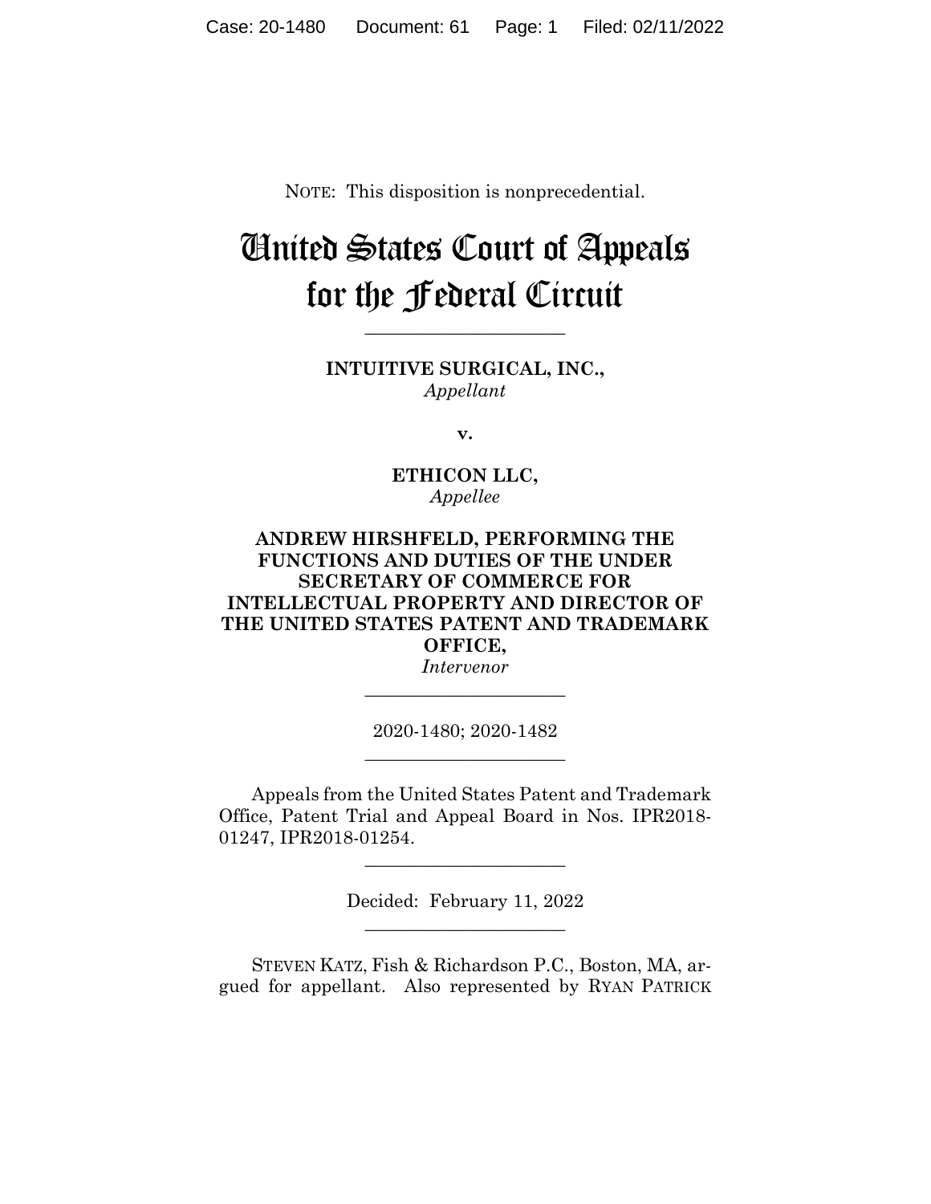NOTE: This disposition is nonprecedential.

# United States Court of Appeals for the Federal Circuit

______________________

**INTUITIVE SURGICAL, INC.,**
*Appellant*

**v.**

**ETHICON LLC,**
*Appellee*

**ANDREW HIRSHFELD, PERFORMING THE FUNCTIONS AND DUTIES OF THE UNDER SECRETARY OF COMMERCE FOR INTELLECTUAL PROPERTY AND DIRECTOR OF THE UNITED STATES PATENT AND TRADEMARK OFFICE,**
*Intervenor*

______________________

2020-1480; 2020-1482

______________________

Appeals from the United States Patent and Trademark Office, Patent Trial and Appeal Board in Nos. IPR2018-01247, IPR2018-01254.

______________________

Decided: February 11, 2022

______________________

STEVEN KATZ, Fish & Richardson P.C., Boston, MA, argued for appellant. Also represented by RYAN PATRICK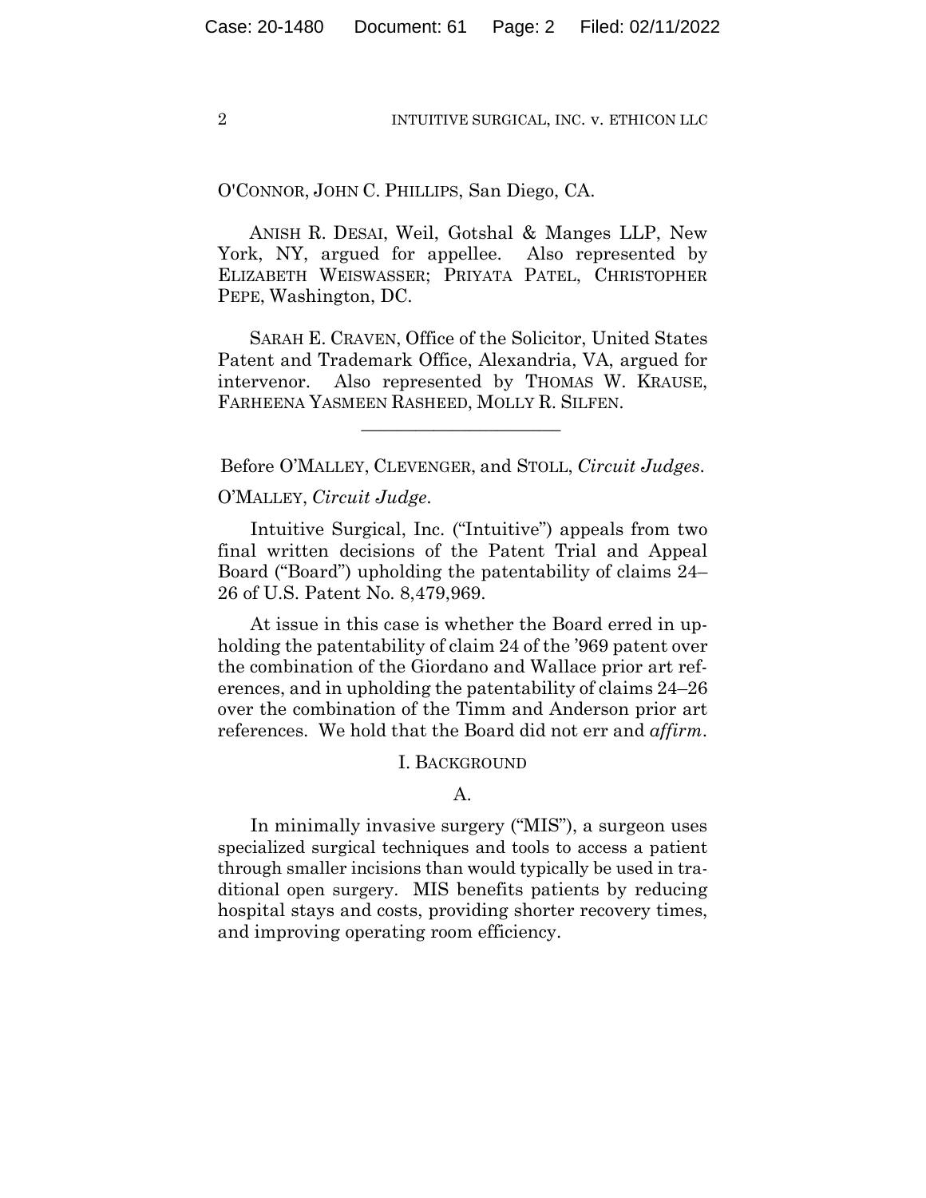O'CONNOR, JOHN C. PHILLIPS, San Diego, CA.

ANISH R. DESAI, Weil, Gotshal & Manges LLP, New York, NY, argued for appellee. Also represented by ELIZABETH WEISWASSER; PRIYATA PATEL, CHRISTOPHER PEPE, Washington, DC.

SARAH E. CRAVEN, Office of the Solicitor, United States Patent and Trademark Office, Alexandria, VA, argued for intervenor. Also represented by THOMAS W. KRAUSE, FARHEENA YASMEEN RASHEED, MOLLY R. SILFEN.

---

Before O'MALLEY, CLEVENGER, and STOLL, *Circuit Judges*.

O'MALLEY, *Circuit Judge*.

Intuitive Surgical, Inc. ("Intuitive") appeals from two final written decisions of the Patent Trial and Appeal Board ("Board") upholding the patentability of claims 24–26 of U.S. Patent No. 8,479,969.

At issue in this case is whether the Board erred in upholding the patentability of claim 24 of the '969 patent over the combination of the Giordano and Wallace prior art references, and in upholding the patentability of claims 24–26 over the combination of the Timm and Anderson prior art references. We hold that the Board did not err and *affirm*.

## I. BACKGROUND

### A.

In minimally invasive surgery ("MIS"), a surgeon uses specialized surgical techniques and tools to access a patient through smaller incisions than would typically be used in traditional open surgery. MIS benefits patients by reducing hospital stays and costs, providing shorter recovery times, and improving operating room efficiency.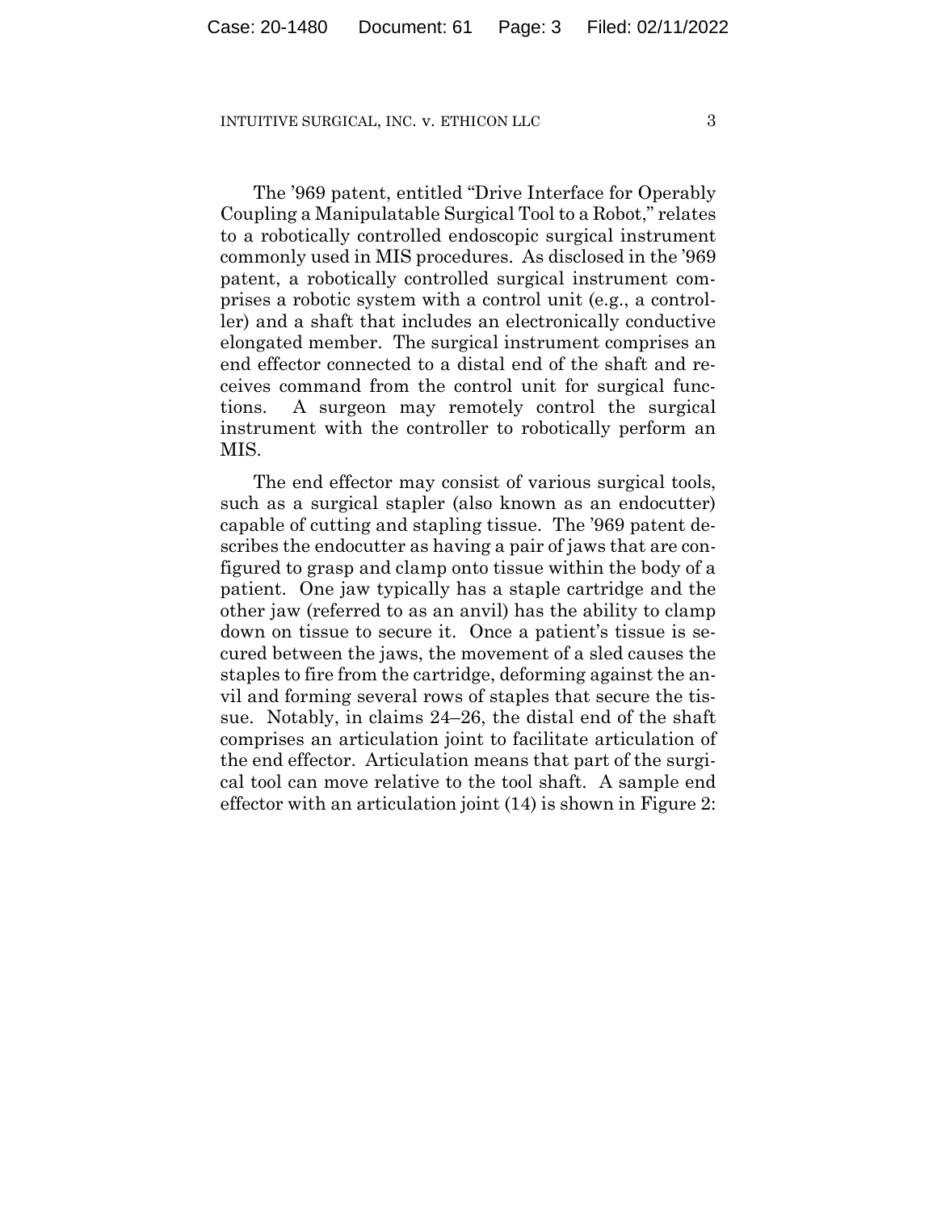The ’969 patent, entitled “Drive Interface for Operably Coupling a Manipulatable Surgical Tool to a Robot,” relates to a robotically controlled endoscopic surgical instrument commonly used in MIS procedures. As disclosed in the ’969 patent, a robotically controlled surgical instrument comprises a robotic system with a control unit (e.g., a controller) and a shaft that includes an electronically conductive elongated member. The surgical instrument comprises an end effector connected to a distal end of the shaft and receives command from the control unit for surgical functions. A surgeon may remotely control the surgical instrument with the controller to robotically perform an MIS.

The end effector may consist of various surgical tools, such as a surgical stapler (also known as an endocutter) capable of cutting and stapling tissue. The ’969 patent describes the endocutter as having a pair of jaws that are configured to grasp and clamp onto tissue within the body of a patient. One jaw typically has a staple cartridge and the other jaw (referred to as an anvil) has the ability to clamp down on tissue to secure it. Once a patient’s tissue is secured between the jaws, the movement of a sled causes the staples to fire from the cartridge, deforming against the anvil and forming several rows of staples that secure the tissue. Notably, in claims 24–26, the distal end of the shaft comprises an articulation joint to facilitate articulation of the end effector. Articulation means that part of the surgical tool can move relative to the tool shaft. A sample end effector with an articulation joint (14) is shown in Figure 2: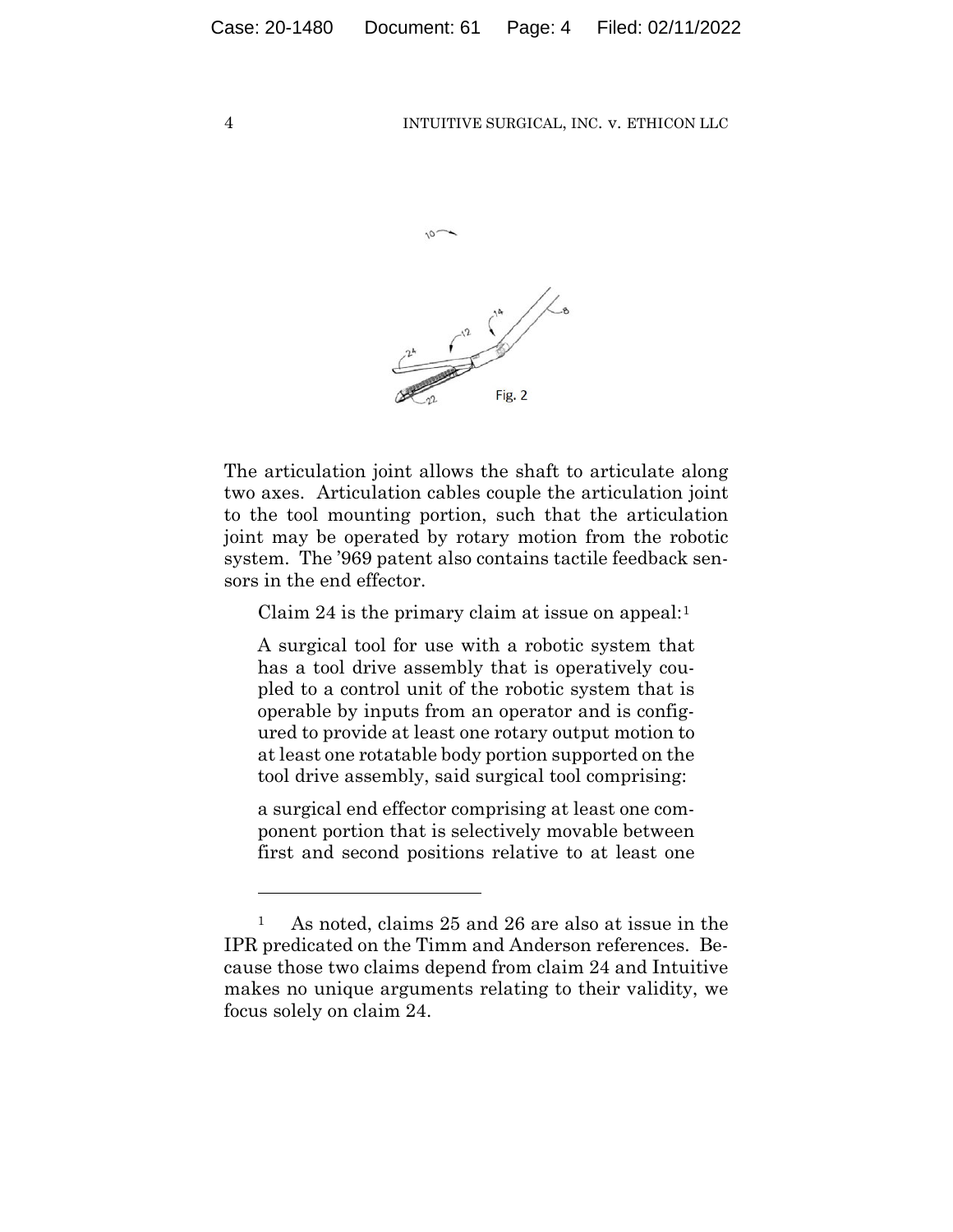Fig. 2

The articulation joint allows the shaft to articulate along two axes. Articulation cables couple the articulation joint to the tool mounting portion, such that the articulation joint may be operated by rotary motion from the robotic system. The '969 patent also contains tactile feedback sensors in the end effector.

Claim 24 is the primary claim at issue on appeal:[1]

> A surgical tool for use with a robotic system that has a tool drive assembly that is operatively coupled to a control unit of the robotic system that is operable by inputs from an operator and is configured to provide at least one rotary output motion to at least one rotatable body portion supported on the tool drive assembly, said surgical tool comprising:
>
> a surgical end effector comprising at least one component portion that is selectively movable between first and second positions relative to at least one

---

[1] As noted, claims 25 and 26 are also at issue in the IPR predicated on the Timm and Anderson references. Because those two claims depend from claim 24 and Intuitive makes no unique arguments relating to their validity, we focus solely on claim 24.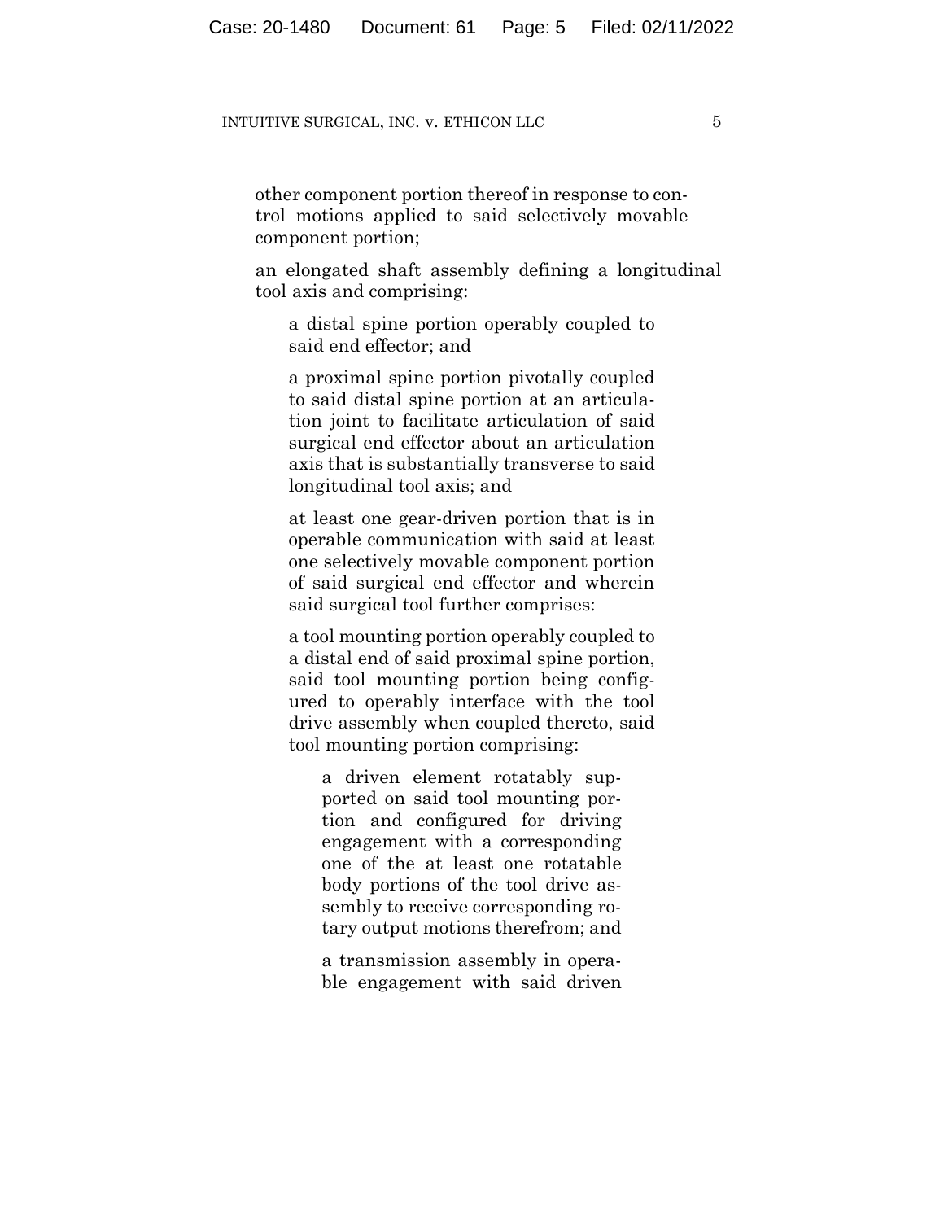other component portion thereof in response to control motions applied to said selectively movable component portion;

an elongated shaft assembly defining a longitudinal tool axis and comprising:

> a distal spine portion operably coupled to said end effector; and
>
> a proximal spine portion pivotally coupled to said distal spine portion at an articulation joint to facilitate articulation of said surgical end effector about an articulation axis that is substantially transverse to said longitudinal tool axis; and
>
> at least one gear-driven portion that is in operable communication with said at least one selectively movable component portion of said surgical end effector and wherein said surgical tool further comprises:
>
> a tool mounting portion operably coupled to a distal end of said proximal spine portion, said tool mounting portion being configured to operably interface with the tool drive assembly when coupled thereto, said tool mounting portion comprising:
>
> > a driven element rotatably supported on said tool mounting portion and configured for driving engagement with a corresponding one of the at least one rotatable body portions of the tool drive assembly to receive corresponding rotary output motions therefrom; and
> >
> > a transmission assembly in operable engagement with said driven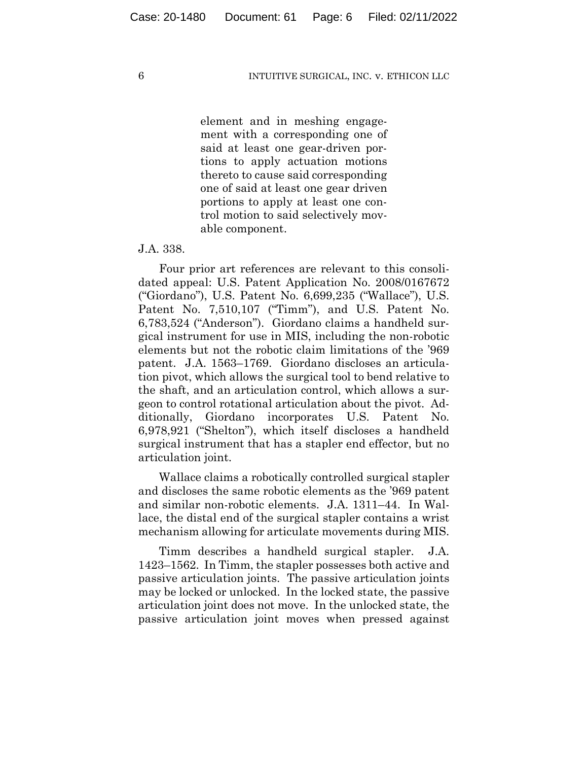> element and in meshing engagement with a corresponding one of said at least one gear-driven portions to apply actuation motions thereto to cause said corresponding one of said at least one gear driven portions to apply at least one control motion to said selectively movable component.

J.A. 338.

Four prior art references are relevant to this consolidated appeal: U.S. Patent Application No. 2008/0167672 ("Giordano"), U.S. Patent No. 6,699,235 ("Wallace"), U.S. Patent No. 7,510,107 ("Timm"), and U.S. Patent No. 6,783,524 ("Anderson"). Giordano claims a handheld surgical instrument for use in MIS, including the non-robotic elements but not the robotic claim limitations of the '969 patent. J.A. 1563–1769. Giordano discloses an articulation pivot, which allows the surgical tool to bend relative to the shaft, and an articulation control, which allows a surgeon to control rotational articulation about the pivot. Additionally, Giordano incorporates U.S. Patent No. 6,978,921 ("Shelton"), which itself discloses a handheld surgical instrument that has a stapler end effector, but no articulation joint.

Wallace claims a robotically controlled surgical stapler and discloses the same robotic elements as the '969 patent and similar non-robotic elements. J.A. 1311–44. In Wallace, the distal end of the surgical stapler contains a wrist mechanism allowing for articulate movements during MIS.

Timm describes a handheld surgical stapler. J.A. 1423–1562. In Timm, the stapler possesses both active and passive articulation joints. The passive articulation joints may be locked or unlocked. In the locked state, the passive articulation joint does not move. In the unlocked state, the passive articulation joint moves when pressed against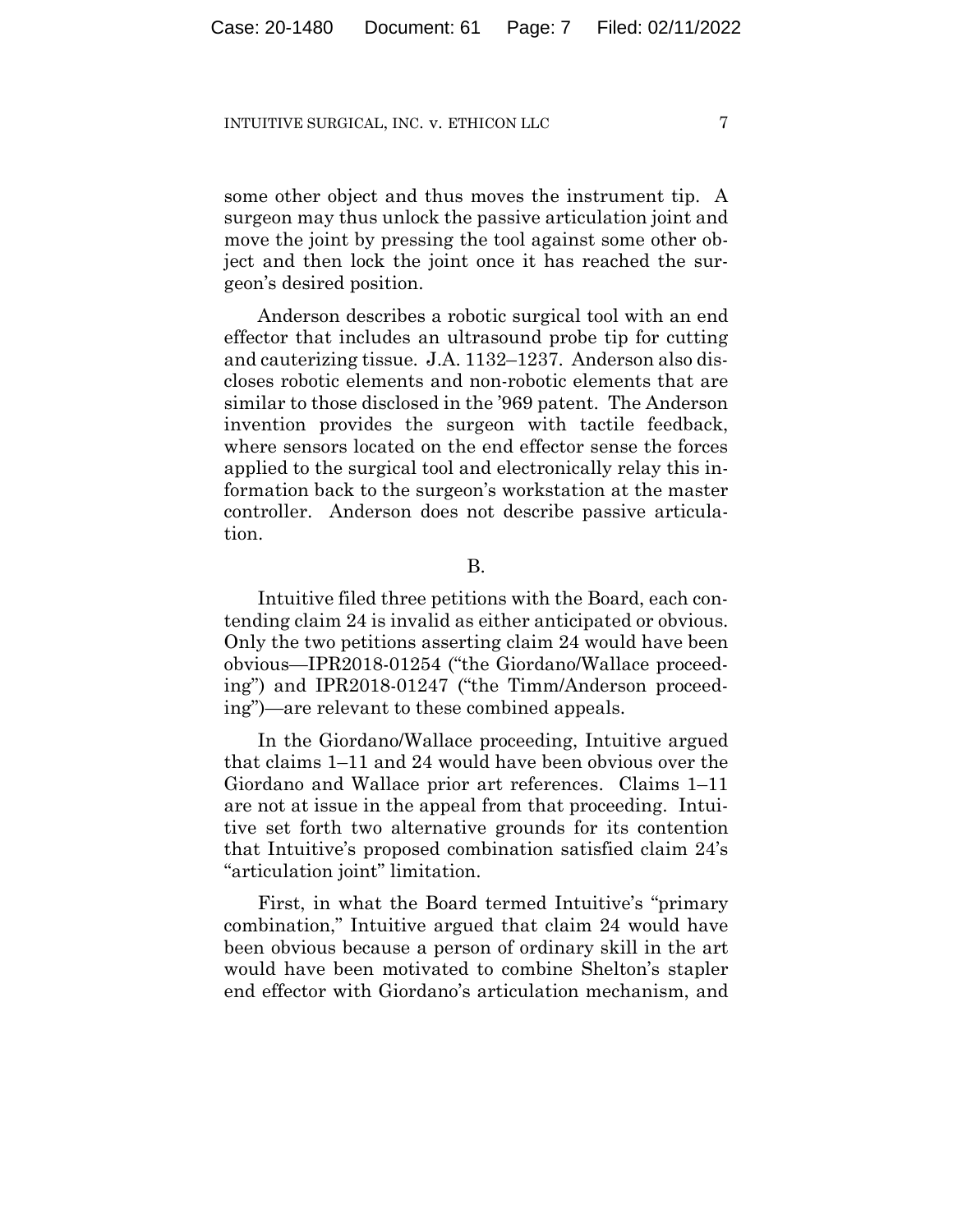some other object and thus moves the instrument tip. A surgeon may thus unlock the passive articulation joint and move the joint by pressing the tool against some other object and then lock the joint once it has reached the surgeon's desired position.

Anderson describes a robotic surgical tool with an end effector that includes an ultrasound probe tip for cutting and cauterizing tissue. J.A. 1132–1237. Anderson also discloses robotic elements and non-robotic elements that are similar to those disclosed in the '969 patent. The Anderson invention provides the surgeon with tactile feedback, where sensors located on the end effector sense the forces applied to the surgical tool and electronically relay this information back to the surgeon's workstation at the master controller. Anderson does not describe passive articulation.

B.

Intuitive filed three petitions with the Board, each contending claim 24 is invalid as either anticipated or obvious. Only the two petitions asserting claim 24 would have been obvious—IPR2018-01254 ("the Giordano/Wallace proceeding") and IPR2018-01247 ("the Timm/Anderson proceeding")—are relevant to these combined appeals.

In the Giordano/Wallace proceeding, Intuitive argued that claims 1–11 and 24 would have been obvious over the Giordano and Wallace prior art references. Claims 1–11 are not at issue in the appeal from that proceeding. Intuitive set forth two alternative grounds for its contention that Intuitive's proposed combination satisfied claim 24's "articulation joint" limitation.

First, in what the Board termed Intuitive's "primary combination," Intuitive argued that claim 24 would have been obvious because a person of ordinary skill in the art would have been motivated to combine Shelton's stapler end effector with Giordano's articulation mechanism, and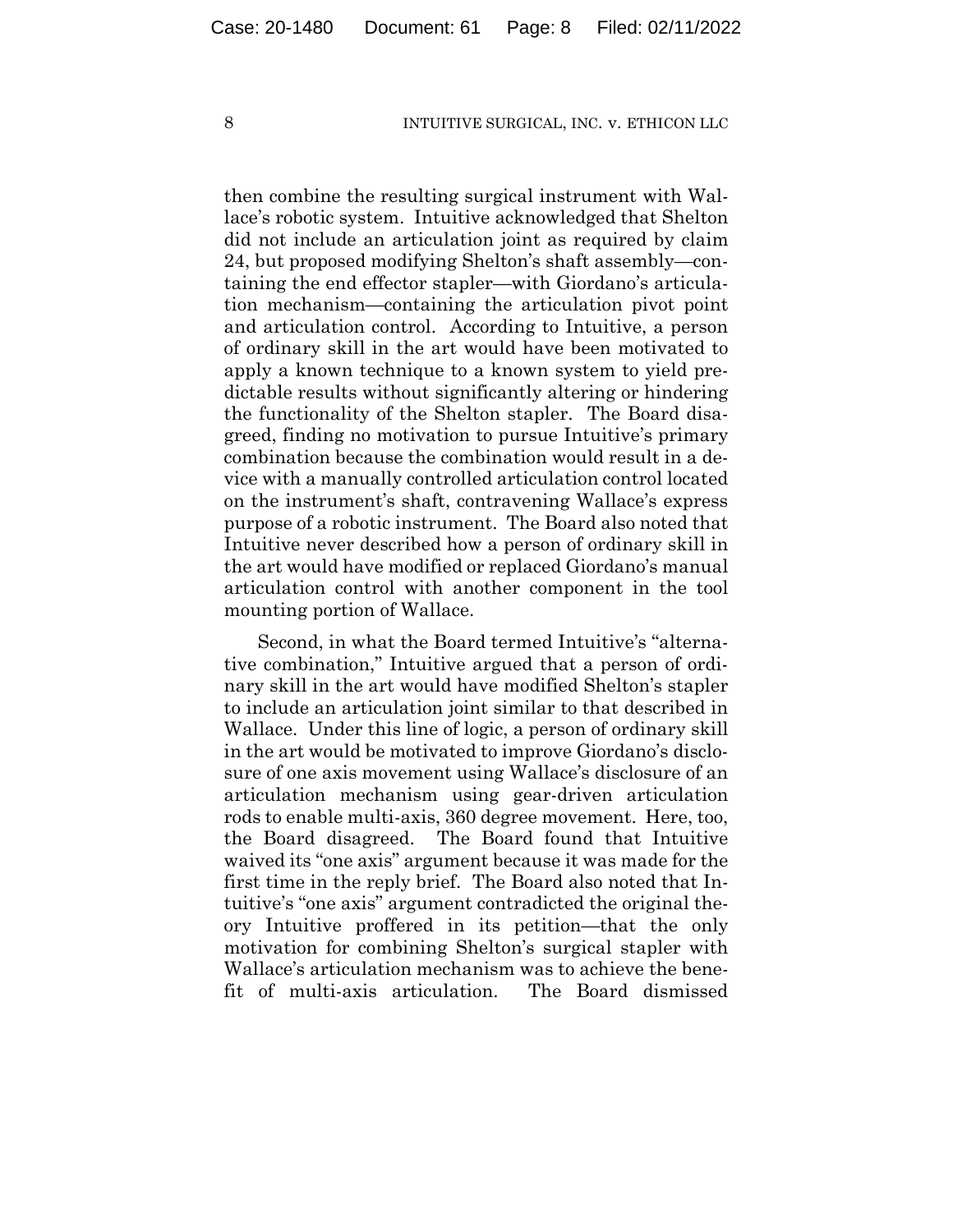then combine the resulting surgical instrument with Wallace's robotic system. Intuitive acknowledged that Shelton did not include an articulation joint as required by claim 24, but proposed modifying Shelton's shaft assembly—containing the end effector stapler—with Giordano's articulation mechanism—containing the articulation pivot point and articulation control. According to Intuitive, a person of ordinary skill in the art would have been motivated to apply a known technique to a known system to yield predictable results without significantly altering or hindering the functionality of the Shelton stapler. The Board disagreed, finding no motivation to pursue Intuitive's primary combination because the combination would result in a device with a manually controlled articulation control located on the instrument's shaft, contravening Wallace's express purpose of a robotic instrument. The Board also noted that Intuitive never described how a person of ordinary skill in the art would have modified or replaced Giordano's manual articulation control with another component in the tool mounting portion of Wallace.

Second, in what the Board termed Intuitive's "alternative combination," Intuitive argued that a person of ordinary skill in the art would have modified Shelton's stapler to include an articulation joint similar to that described in Wallace. Under this line of logic, a person of ordinary skill in the art would be motivated to improve Giordano's disclosure of one axis movement using Wallace's disclosure of an articulation mechanism using gear-driven articulation rods to enable multi-axis, 360 degree movement. Here, too, the Board disagreed. The Board found that Intuitive waived its "one axis" argument because it was made for the first time in the reply brief. The Board also noted that Intuitive's "one axis" argument contradicted the original theory Intuitive proffered in its petition—that the only motivation for combining Shelton's surgical stapler with Wallace's articulation mechanism was to achieve the benefit of multi-axis articulation. The Board dismissed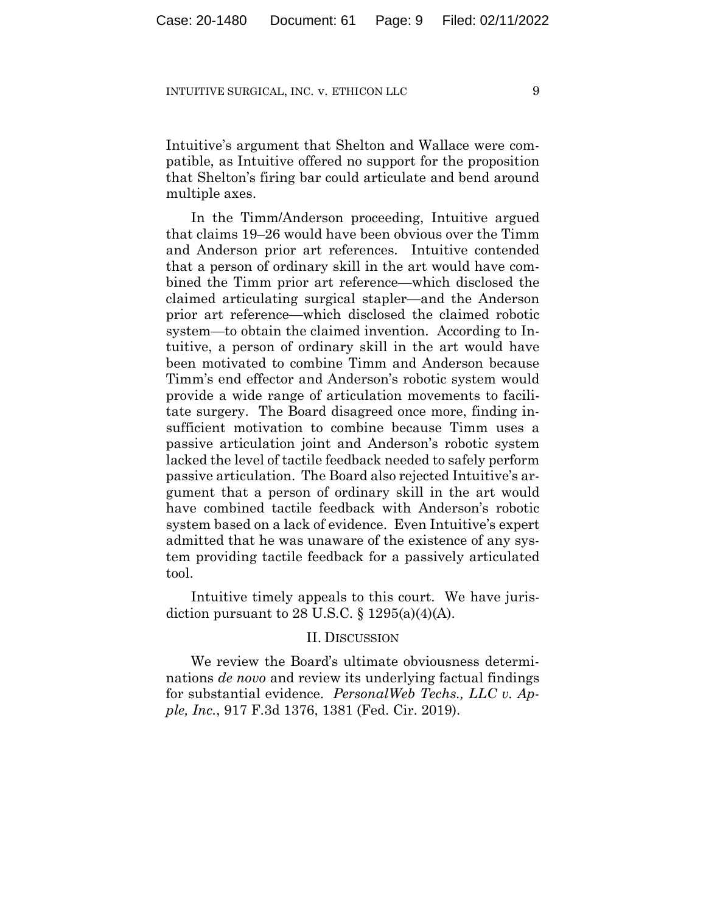Intuitive's argument that Shelton and Wallace were compatible, as Intuitive offered no support for the proposition that Shelton's firing bar could articulate and bend around multiple axes.

In the Timm/Anderson proceeding, Intuitive argued that claims 19–26 would have been obvious over the Timm and Anderson prior art references. Intuitive contended that a person of ordinary skill in the art would have combined the Timm prior art reference—which disclosed the claimed articulating surgical stapler—and the Anderson prior art reference—which disclosed the claimed robotic system—to obtain the claimed invention. According to Intuitive, a person of ordinary skill in the art would have been motivated to combine Timm and Anderson because Timm's end effector and Anderson's robotic system would provide a wide range of articulation movements to facilitate surgery. The Board disagreed once more, finding insufficient motivation to combine because Timm uses a passive articulation joint and Anderson's robotic system lacked the level of tactile feedback needed to safely perform passive articulation. The Board also rejected Intuitive's argument that a person of ordinary skill in the art would have combined tactile feedback with Anderson's robotic system based on a lack of evidence. Even Intuitive's expert admitted that he was unaware of the existence of any system providing tactile feedback for a passively articulated tool.

Intuitive timely appeals to this court. We have jurisdiction pursuant to 28 U.S.C. § 1295(a)(4)(A).

## II. Discussion

We review the Board's ultimate obviousness determinations *de novo* and review its underlying factual findings for substantial evidence. *PersonalWeb Techs., LLC v. Apple, Inc.*, 917 F.3d 1376, 1381 (Fed. Cir. 2019).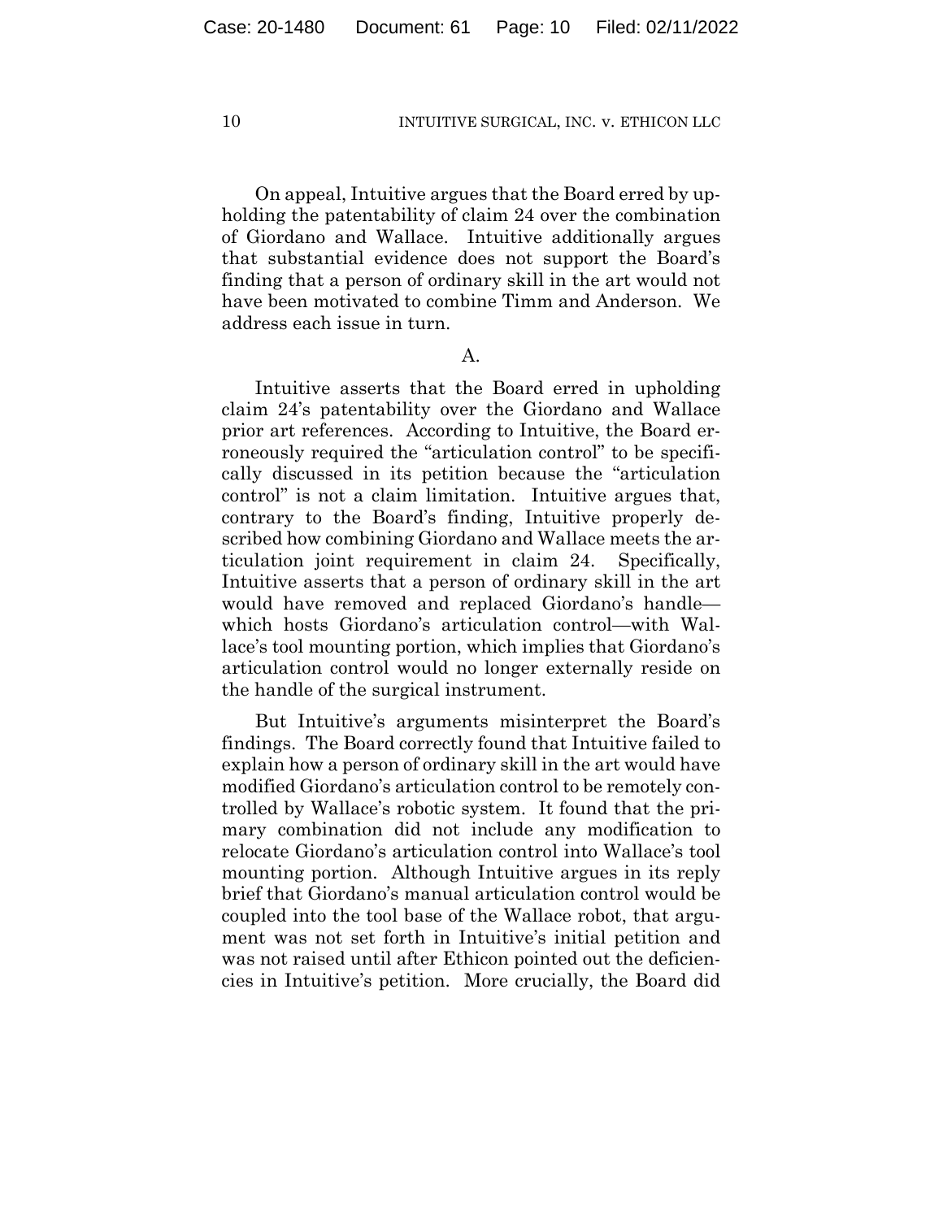On appeal, Intuitive argues that the Board erred by upholding the patentability of claim 24 over the combination of Giordano and Wallace. Intuitive additionally argues that substantial evidence does not support the Board's finding that a person of ordinary skill in the art would not have been motivated to combine Timm and Anderson. We address each issue in turn.

A.

Intuitive asserts that the Board erred in upholding claim 24's patentability over the Giordano and Wallace prior art references. According to Intuitive, the Board erroneously required the "articulation control" to be specifically discussed in its petition because the "articulation control" is not a claim limitation. Intuitive argues that, contrary to the Board's finding, Intuitive properly described how combining Giordano and Wallace meets the articulation joint requirement in claim 24. Specifically, Intuitive asserts that a person of ordinary skill in the art would have removed and replaced Giordano's handle—which hosts Giordano's articulation control—with Wallace's tool mounting portion, which implies that Giordano's articulation control would no longer externally reside on the handle of the surgical instrument.

But Intuitive's arguments misinterpret the Board's findings. The Board correctly found that Intuitive failed to explain how a person of ordinary skill in the art would have modified Giordano's articulation control to be remotely controlled by Wallace's robotic system. It found that the primary combination did not include any modification to relocate Giordano's articulation control into Wallace's tool mounting portion. Although Intuitive argues in its reply brief that Giordano's manual articulation control would be coupled into the tool base of the Wallace robot, that argument was not set forth in Intuitive's initial petition and was not raised until after Ethicon pointed out the deficiencies in Intuitive's petition. More crucially, the Board did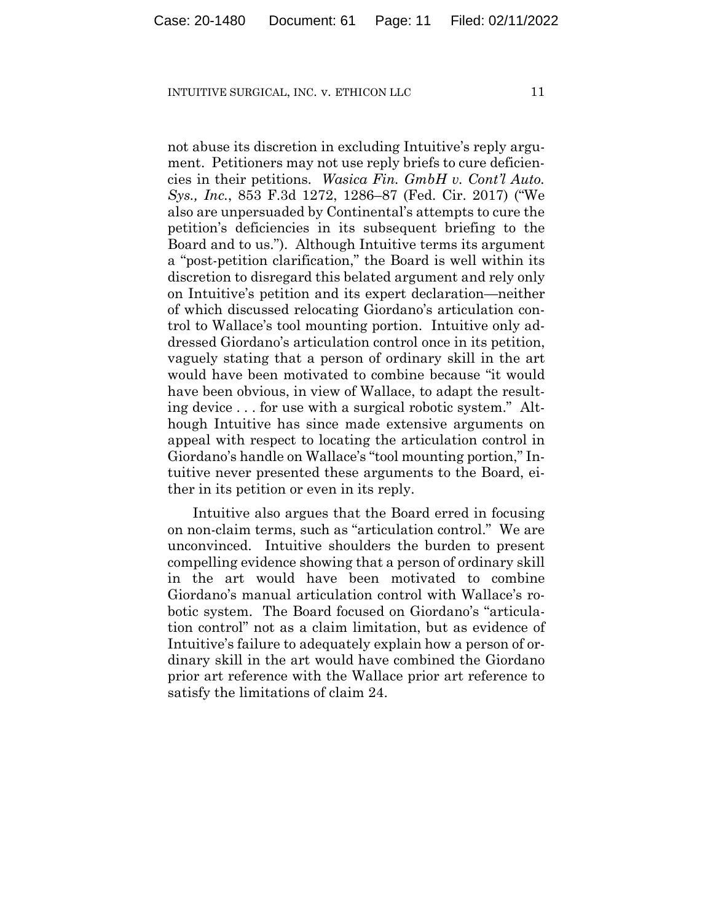not abuse its discretion in excluding Intuitive's reply argument. Petitioners may not use reply briefs to cure deficiencies in their petitions. *Wasica Fin. GmbH v. Cont'l Auto. Sys., Inc.*, 853 F.3d 1272, 1286–87 (Fed. Cir. 2017) ("We also are unpersuaded by Continental's attempts to cure the petition's deficiencies in its subsequent briefing to the Board and to us."). Although Intuitive terms its argument a "post-petition clarification," the Board is well within its discretion to disregard this belated argument and rely only on Intuitive's petition and its expert declaration—neither of which discussed relocating Giordano's articulation control to Wallace's tool mounting portion. Intuitive only addressed Giordano's articulation control once in its petition, vaguely stating that a person of ordinary skill in the art would have been motivated to combine because "it would have been obvious, in view of Wallace, to adapt the resulting device . . . for use with a surgical robotic system." Although Intuitive has since made extensive arguments on appeal with respect to locating the articulation control in Giordano's handle on Wallace's "tool mounting portion," Intuitive never presented these arguments to the Board, either in its petition or even in its reply.

Intuitive also argues that the Board erred in focusing on non-claim terms, such as "articulation control." We are unconvinced. Intuitive shoulders the burden to present compelling evidence showing that a person of ordinary skill in the art would have been motivated to combine Giordano's manual articulation control with Wallace's robotic system. The Board focused on Giordano's "articulation control" not as a claim limitation, but as evidence of Intuitive's failure to adequately explain how a person of ordinary skill in the art would have combined the Giordano prior art reference with the Wallace prior art reference to satisfy the limitations of claim 24.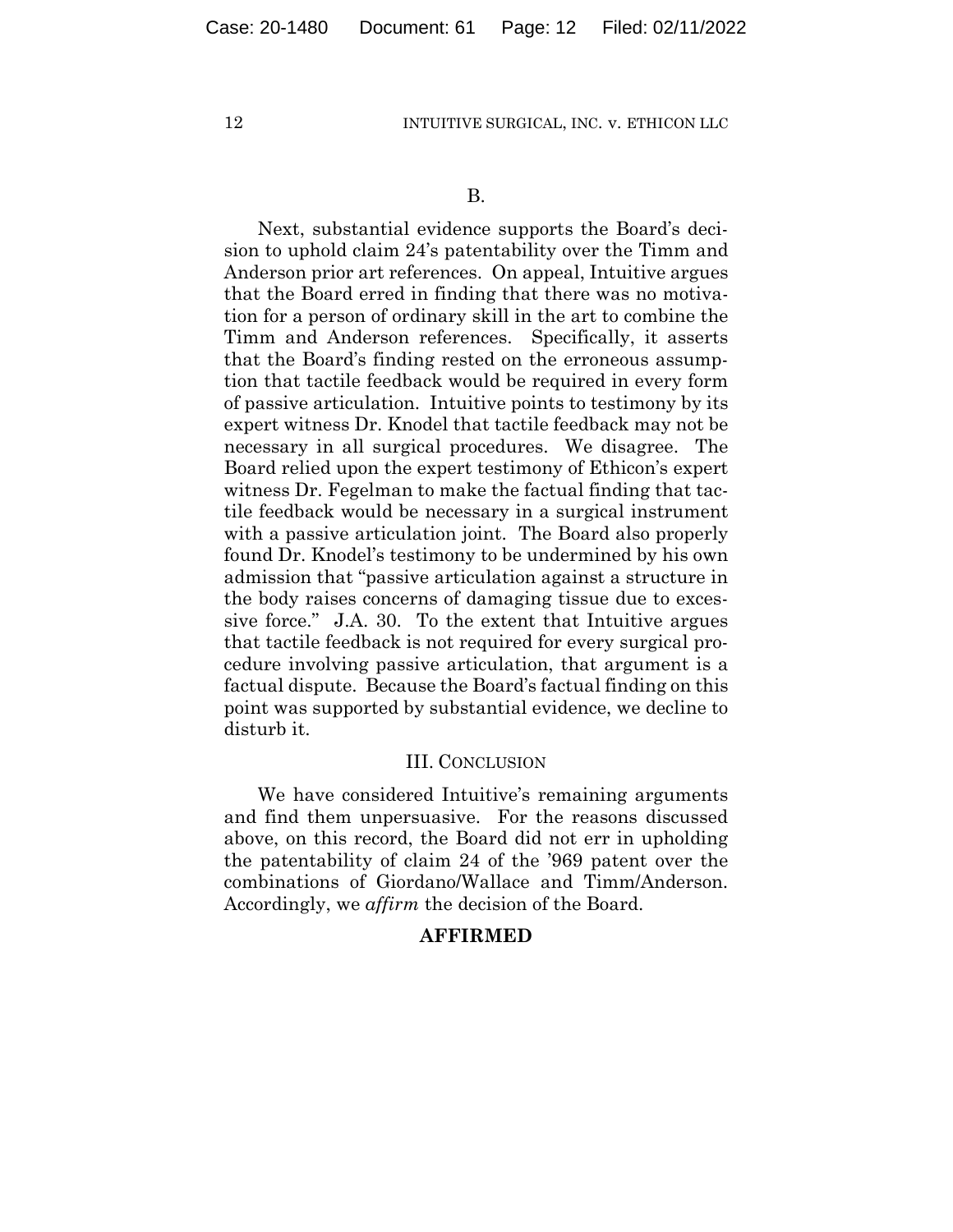## B.

Next, substantial evidence supports the Board's decision to uphold claim 24's patentability over the Timm and Anderson prior art references. On appeal, Intuitive argues that the Board erred in finding that there was no motivation for a person of ordinary skill in the art to combine the Timm and Anderson references. Specifically, it asserts that the Board's finding rested on the erroneous assumption that tactile feedback would be required in every form of passive articulation. Intuitive points to testimony by its expert witness Dr. Knodel that tactile feedback may not be necessary in all surgical procedures. We disagree. The Board relied upon the expert testimony of Ethicon's expert witness Dr. Fegelman to make the factual finding that tactile feedback would be necessary in a surgical instrument with a passive articulation joint. The Board also properly found Dr. Knodel's testimony to be undermined by his own admission that "passive articulation against a structure in the body raises concerns of damaging tissue due to excessive force." J.A. 30. To the extent that Intuitive argues that tactile feedback is not required for every surgical procedure involving passive articulation, that argument is a factual dispute. Because the Board's factual finding on this point was supported by substantial evidence, we decline to disturb it.

## III. CONCLUSION

We have considered Intuitive's remaining arguments and find them unpersuasive. For the reasons discussed above, on this record, the Board did not err in upholding the patentability of claim 24 of the '969 patent over the combinations of Giordano/Wallace and Timm/Anderson. Accordingly, we *affirm* the decision of the Board.

**AFFIRMED**